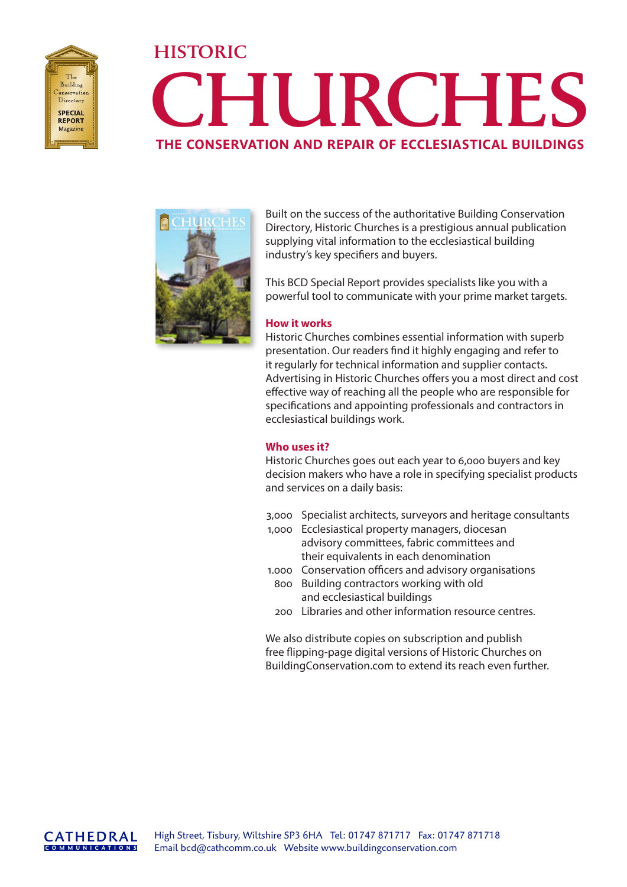# HISTORIC CHURCHES

## THE CONSERVATION AND REPAIR OF ECCLESIASTICAL BUILDINGS

Built on the success of the authoritative Building Conservation Directory, Historic Churches is a prestigious annual publication supplying vital information to the ecclesiastical building industry's key specifiers and buyers.

This BCD Special Report provides specialists like you with a powerful tool to communicate with your prime market targets.

### How it works

Historic Churches combines essential information with superb presentation. Our readers find it highly engaging and refer to it regularly for technical information and supplier contacts. Advertising in Historic Churches offers you a most direct and cost effective way of reaching all the people who are responsible for specifications and appointing professionals and contractors in ecclesiastical buildings work.

### Who uses it?

Historic Churches goes out each year to 6,000 buyers and key decision makers who have a role in specifying specialist products and services on a daily basis:

- 3,000 Specialist architects, surveyors and heritage consultants
- 1,000 Ecclesiastical property managers, diocesan advisory committees, fabric committees and their equivalents in each denomination
- 1.000 Conservation officers and advisory organisations
- 800 Building contractors working with old and ecclesiastical buildings
- 200 Libraries and other information resource centres.

We also distribute copies on subscription and publish free flipping-page digital versions of Historic Churches on BuildingConservation.com to extend its reach even further.

CATHEDRAL COMMUNICATIONS

High Street, Tisbury, Wiltshire SP3 6HA Tel: 01747 871717 Fax: 01747 871718
Email bcd@cathcomm.co.uk Website www.buildingconservation.com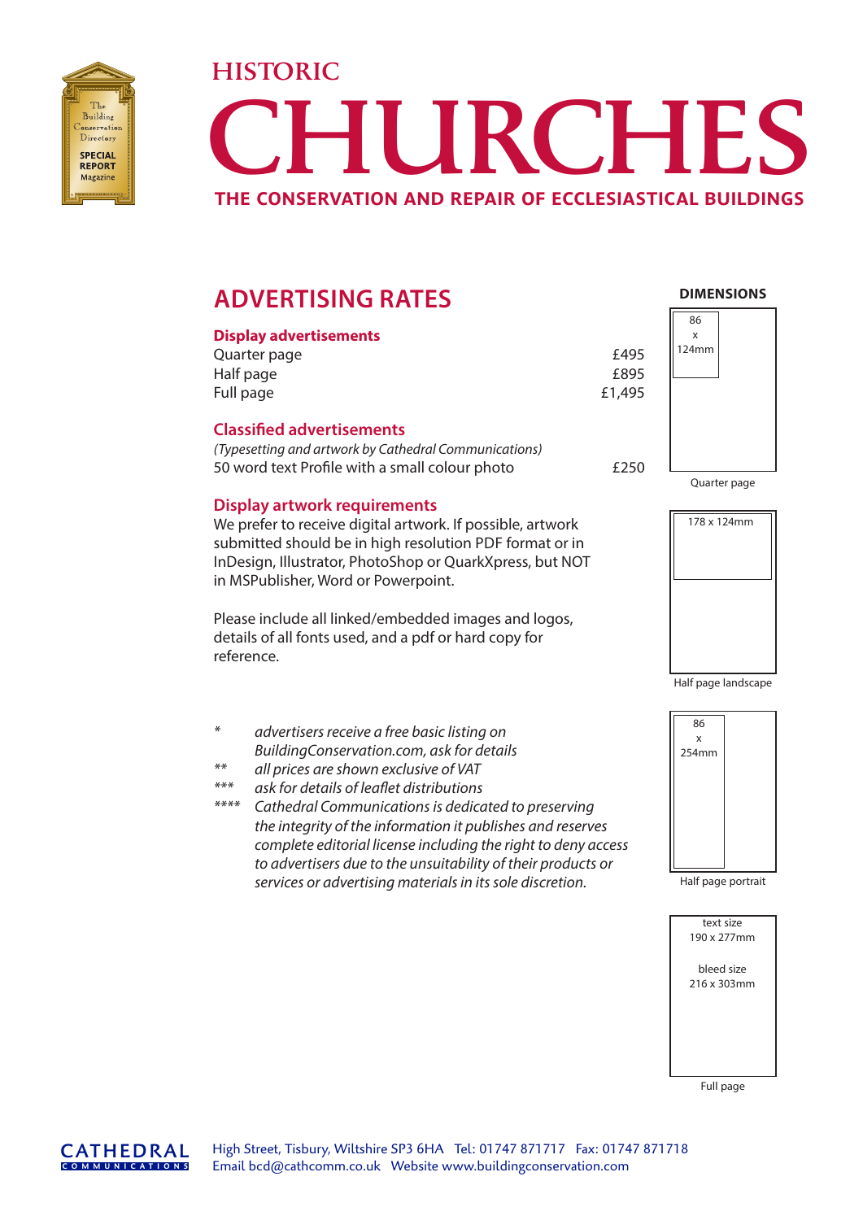The Building Conservation Directory SPECIAL REPORT Magazine

HISTORIC

# CHURCHES

THE CONSERVATION AND REPAIR OF ECCLESIASTICAL BUILDINGS

## ADVERTISING RATES

### Display advertisements

| | |
|---|---|
| Quarter page | £495 |
| Half page | £895 |
| Full page | £1,495 |

### Classified advertisements

*(Typesetting and artwork by Cathedral Communications)*

| | |
|---|---|
| 50 word text Profile with a small colour photo | £250 |

### Display artwork requirements

We prefer to receive digital artwork. If possible, artwork submitted should be in high resolution PDF format or in InDesign, Illustrator, PhotoShop or QuarkXpress, but NOT in MSPublisher, Word or Powerpoint.

Please include all linked/embedded images and logos, details of all fonts used, and a pdf or hard copy for reference.

\* *advertisers receive a free basic listing on BuildingConservation.com, ask for details*

\** *all prices are shown exclusive of VAT*

\*** *ask for details of leaflet distributions*

\**** *Cathedral Communications is dedicated to preserving the integrity of the information it publishes and reserves complete editorial license including the right to deny access to advertisers due to the unsuitability of their products or services or advertising materials in its sole discretion.*

### DIMENSIONS

86 x 124mm

Quarter page

178 x 124mm

Half page landscape

86 x 254mm

Half page portrait

text size 190 x 277mm

bleed size 216 x 303mm

Full page

CATHEDRAL COMMUNICATIONS

High Street, Tisbury, Wiltshire SP3 6HA Tel: 01747 871717 Fax: 01747 871718
Email bcd@cathcomm.co.uk Website www.buildingconservation.com